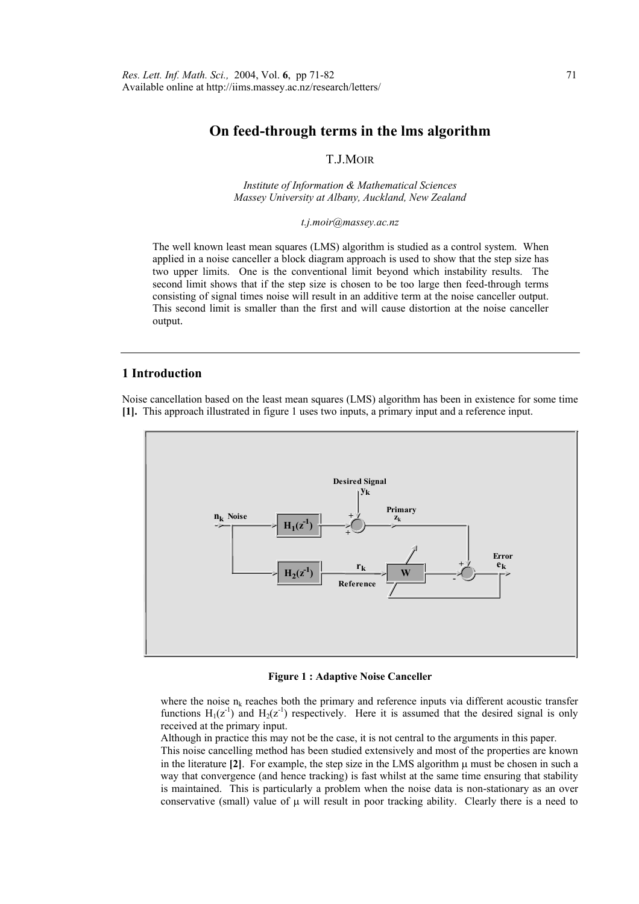# On feed-through terms in the lms algorithm

T.J.MOIR

*Institute of Information & Mathematical Sciences*
*Massey University at Albany, Auckland, New Zealand*

*t.j.moir@massey.ac.nz*

The well known least mean squares (LMS) algorithm is studied as a control system. When applied in a noise canceller a block diagram approach is used to show that the step size has two upper limits. One is the conventional limit beyond which instability results. The second limit shows that if the step size is chosen to be too large then feed-through terms consisting of signal times noise will result in an additive term at the noise canceller output. This second limit is smaller than the first and will cause distortion at the noise canceller output.

## 1 Introduction

Noise cancellation based on the least mean squares (LMS) algorithm has been in existence for some time **[1].** This approach illustrated in figure 1 uses two inputs, a primary input and a reference input.

**Figure 1 : Adaptive Noise Canceller**

where the noise $n_k$ reaches both the primary and reference inputs via different acoustic transfer functions $H_1(z^{-1})$ and $H_2(z^{-1})$ respectively. Here it is assumed that the desired signal is only received at the primary input.

Although in practice this may not be the case, it is not central to the arguments in this paper.

This noise cancelling method has been studied extensively and most of the properties are known in the literature **[2]**. For example, the step size in the LMS algorithm μ must be chosen in such a way that convergence (and hence tracking) is fast whilst at the same time ensuring that stability is maintained. This is particularly a problem when the noise data is non-stationary as an over conservative (small) value of μ will result in poor tracking ability. Clearly there is a need to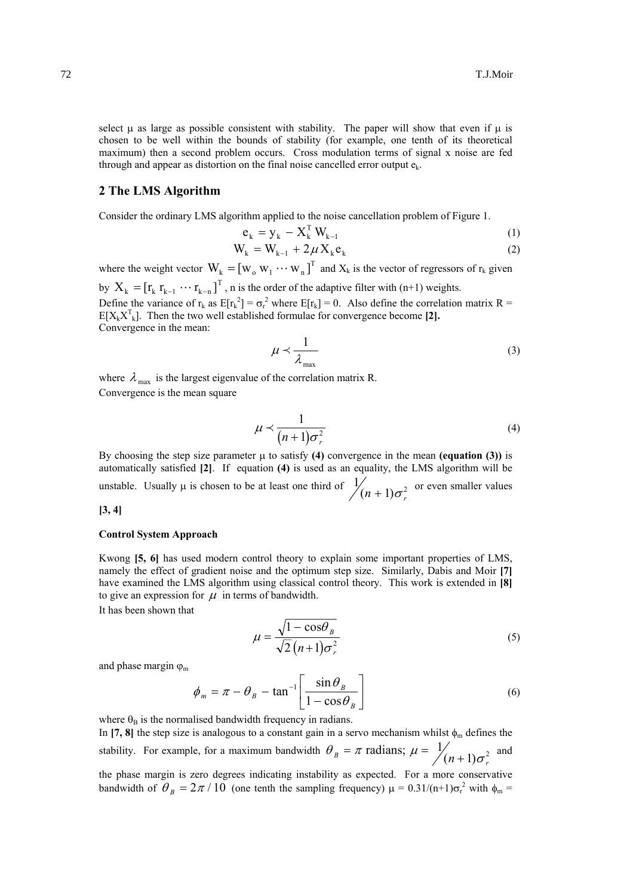select μ as large as possible consistent with stability. The paper will show that even if μ is chosen to be well within the bounds of stability (for example, one tenth of its theoretical maximum) then a second problem occurs. Cross modulation terms of signal x noise are fed through and appear as distortion on the final noise cancelled error output $e_k$.

## 2 The LMS Algorithm

Consider the ordinary LMS algorithm applied to the noise cancellation problem of Figure 1.

$$e_k = y_k - X_k^T W_{k-1} \tag{1}$$

$$W_k = W_{k-1} + 2\mu X_k e_k \tag{2}$$

where the weight vector $W_k = [w_o \; w_1 \cdots w_n]^T$ and $X_k$ is the vector of regressors of $r_k$ given by $X_k = [r_k \; r_{k-1} \cdots r_{k-n}]^T$, n is the order of the adaptive filter with (n+1) weights.
Define the variance of $r_k$ as $E[r_k^2] = \sigma_r^2$ where $E[r_k] = 0$. Also define the correlation matrix $R = E[X_k X_k^T]$. Then the two well established formulae for convergence become **[2].**
Convergence in the mean:

$$\mu \prec \frac{1}{\lambda_{\max}} \tag{3}$$

where $\lambda_{\max}$ is the largest eigenvalue of the correlation matrix R.
Convergence is the mean square

$$\mu \prec \frac{1}{(n+1)\sigma_r^2} \tag{4}$$

By choosing the step size parameter μ to satisfy **(4)** convergence in the mean **(equation (3))** is automatically satisfied **[2]**. If equation **(4)** is used as an equality, the LMS algorithm will be unstable. Usually μ is chosen to be at least one third of $1/(n+1)\sigma_r^2$ or even smaller values **[3, 4]**

#### Control System Approach

Kwong **[5, 6]** has used modern control theory to explain some important properties of LMS, namely the effect of gradient noise and the optimum step size. Similarly, Dabis and Moir **[7]** have examined the LMS algorithm using classical control theory. This work is extended in **[8]** to give an expression for $\mu$ in terms of bandwidth.
It has been shown that

$$\mu = \frac{\sqrt{1-\cos\theta_B}}{\sqrt{2}\,(n+1)\sigma_r^2} \tag{5}$$

and phase margin $\varphi_m$

$$\phi_m = \pi - \theta_B - \tan^{-1}\left[\frac{\sin\theta_B}{1-\cos\theta_B}\right] \tag{6}$$

where $\theta_B$ is the normalised bandwidth frequency in radians.
In **[7, 8]** the step size is analogous to a constant gain in a servo mechanism whilst $\phi_m$ defines the stability. For example, for a maximum bandwidth $\theta_B = \pi$ radians; $\mu = 1/(n+1)\sigma_r^2$ and the phase margin is zero degrees indicating instability as expected. For a more conservative bandwidth of $\theta_B = 2\pi/10$ (one tenth the sampling frequency) $\mu = 0.31/(n+1)\sigma_r^2$ with $\phi_m$ =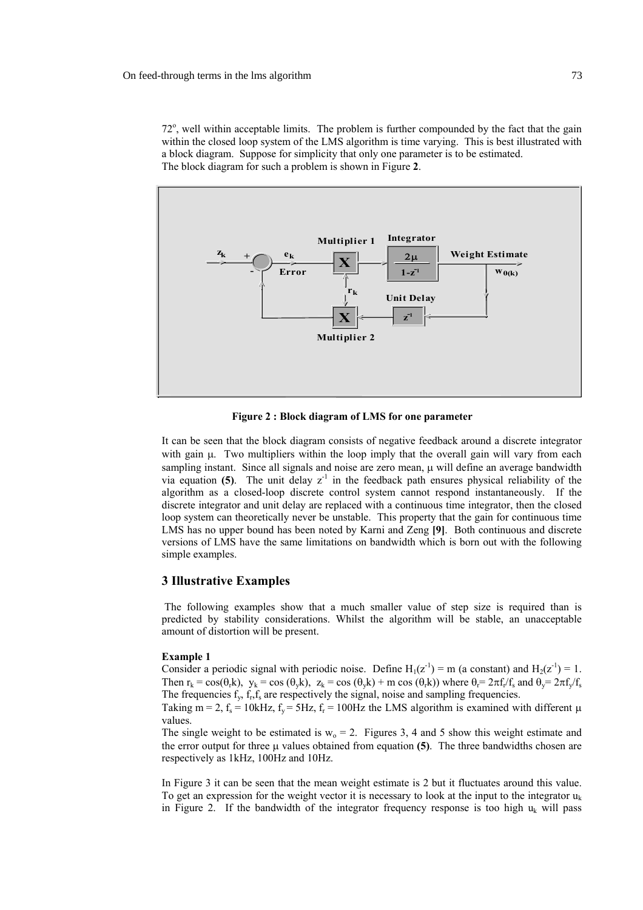$72^o$, well within acceptable limits. The problem is further compounded by the fact that the gain within the closed loop system of the LMS algorithm is time varying. This is best illustrated with a block diagram. Suppose for simplicity that only one parameter is to be estimated.
The block diagram for such a problem is shown in Figure **2**.

**Figure 2 : Block diagram of LMS for one parameter**

It can be seen that the block diagram consists of negative feedback around a discrete integrator with gain μ. Two multipliers within the loop imply that the overall gain will vary from each sampling instant. Since all signals and noise are zero mean, μ will define an average bandwidth via equation **(5)**. The unit delay $z^{-1}$ in the feedback path ensures physical reliability of the algorithm as a closed-loop discrete control system cannot respond instantaneously. If the discrete integrator and unit delay are replaced with a continuous time integrator, then the closed loop system can theoretically never be unstable. This property that the gain for continuous time LMS has no upper bound has been noted by Karni and Zeng **[9]**. Both continuous and discrete versions of LMS have the same limitations on bandwidth which is born out with the following simple examples.

## 3 Illustrative Examples

The following examples show that a much smaller value of step size is required than is predicted by stability considerations. Whilst the algorithm will be stable, an unacceptable amount of distortion will be present.

**Example 1**

Consider a periodic signal with periodic noise. Define $H_1(z^{-1}) = m$ (a constant) and $H_2(z^{-1}) = 1$. Then $r_k = \cos(\theta_r k)$, $y_k = \cos(\theta_y k)$, $z_k = \cos(\theta_y k) + m\cos(\theta_r k))$ where $\theta_r = 2\pi f_r/f_s$ and $\theta_y = 2\pi f_y/f_s$
The frequencies $f_y$, $f_r$, $f_s$ are respectively the signal, noise and sampling frequencies.
Taking $m = 2$, $f_s = 10$kHz, $f_y = 5$Hz, $f_r = 100$Hz the LMS algorithm is examined with different μ values.
The single weight to be estimated is $w_o = 2$. Figures 3, 4 and 5 show this weight estimate and the error output for three μ values obtained from equation **(5)**. The three bandwidths chosen are respectively as 1kHz, 100Hz and 10Hz.

In Figure 3 it can be seen that the mean weight estimate is 2 but it fluctuates around this value. To get an expression for the weight vector it is necessary to look at the input to the integrator $u_k$ in Figure 2. If the bandwidth of the integrator frequency response is too high $u_k$ will pass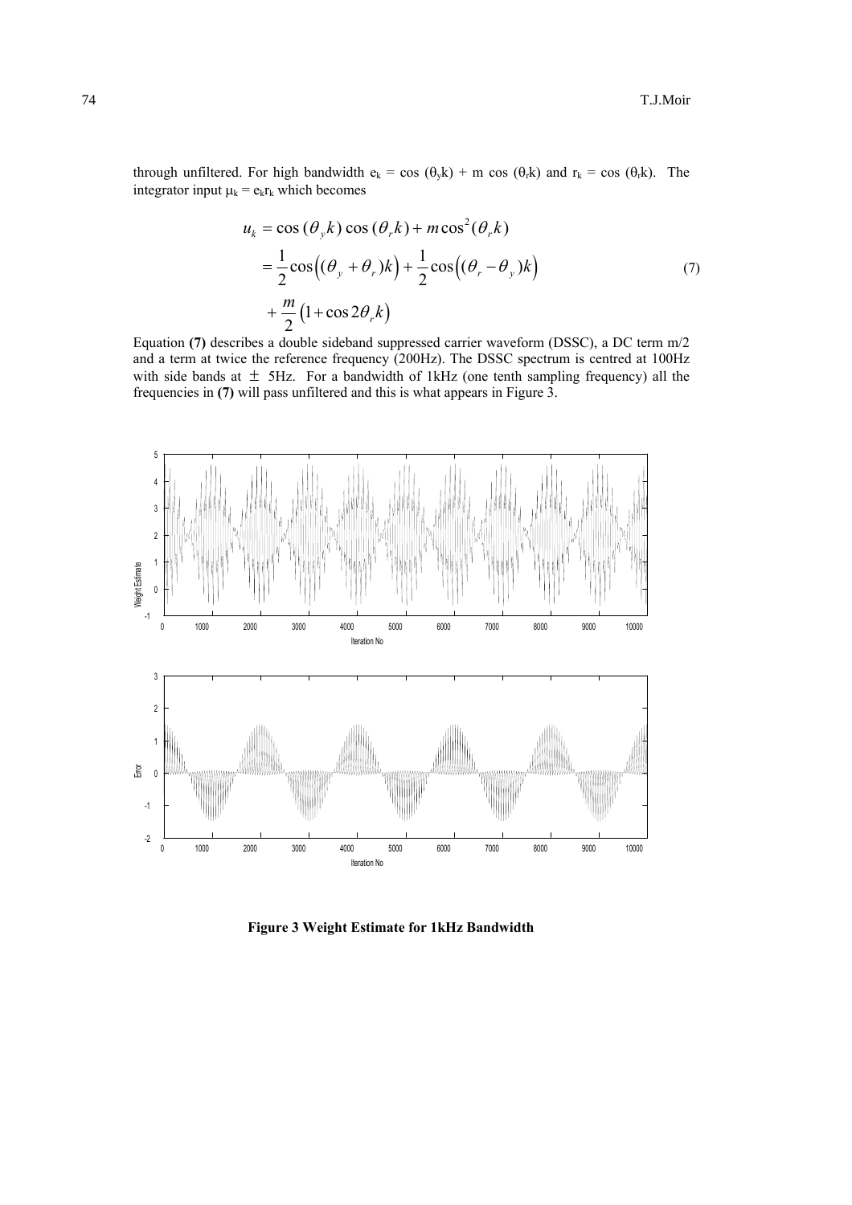through unfiltered. For high bandwidth $e_k = \cos(\theta_y k) + m \cos(\theta_r k)$ and $r_k = \cos(\theta_r k)$. The integrator input $\mu_k = e_k r_k$ which becomes

$$
\begin{aligned}
u_k &= \cos(\theta_y k)\cos(\theta_r k) + m\cos^2(\theta_r k) \\
&= \frac{1}{2}\cos\big((\theta_y + \theta_r)k\big) + \frac{1}{2}\cos\big((\theta_r - \theta_y)k\big) \\
&\quad + \frac{m}{2}\big(1 + \cos 2\theta_r k\big)
\end{aligned}
\tag{7}
$$

Equation **(7)** describes a double sideband suppressed carrier waveform (DSSC), a DC term m/2 and a term at twice the reference frequency (200Hz). The DSSC spectrum is centred at 100Hz with side bands at $\pm$ 5Hz. For a bandwidth of 1kHz (one tenth sampling frequency) all the frequencies in **(7)** will pass unfiltered and this is what appears in Figure 3.

**Figure 3 Weight Estimate for 1kHz Bandwidth**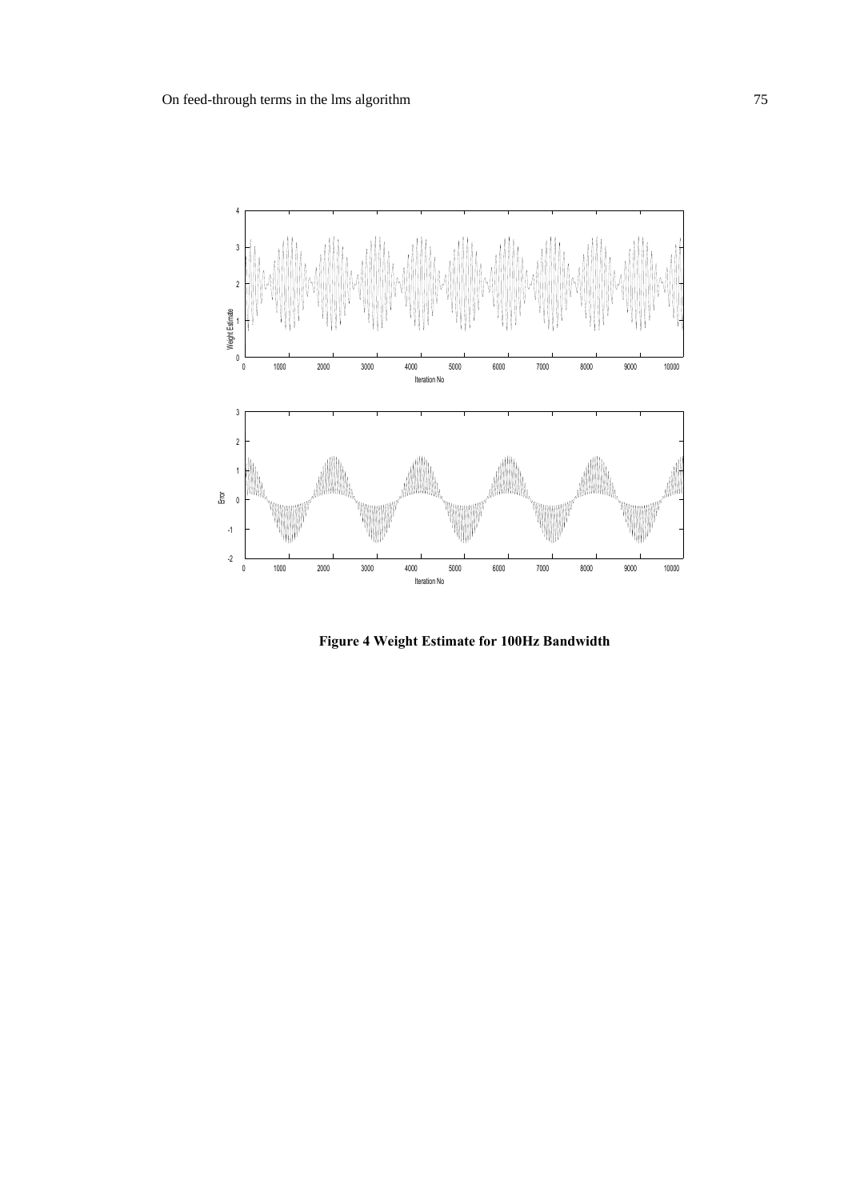**Figure 4 Weight Estimate for 100Hz Bandwidth**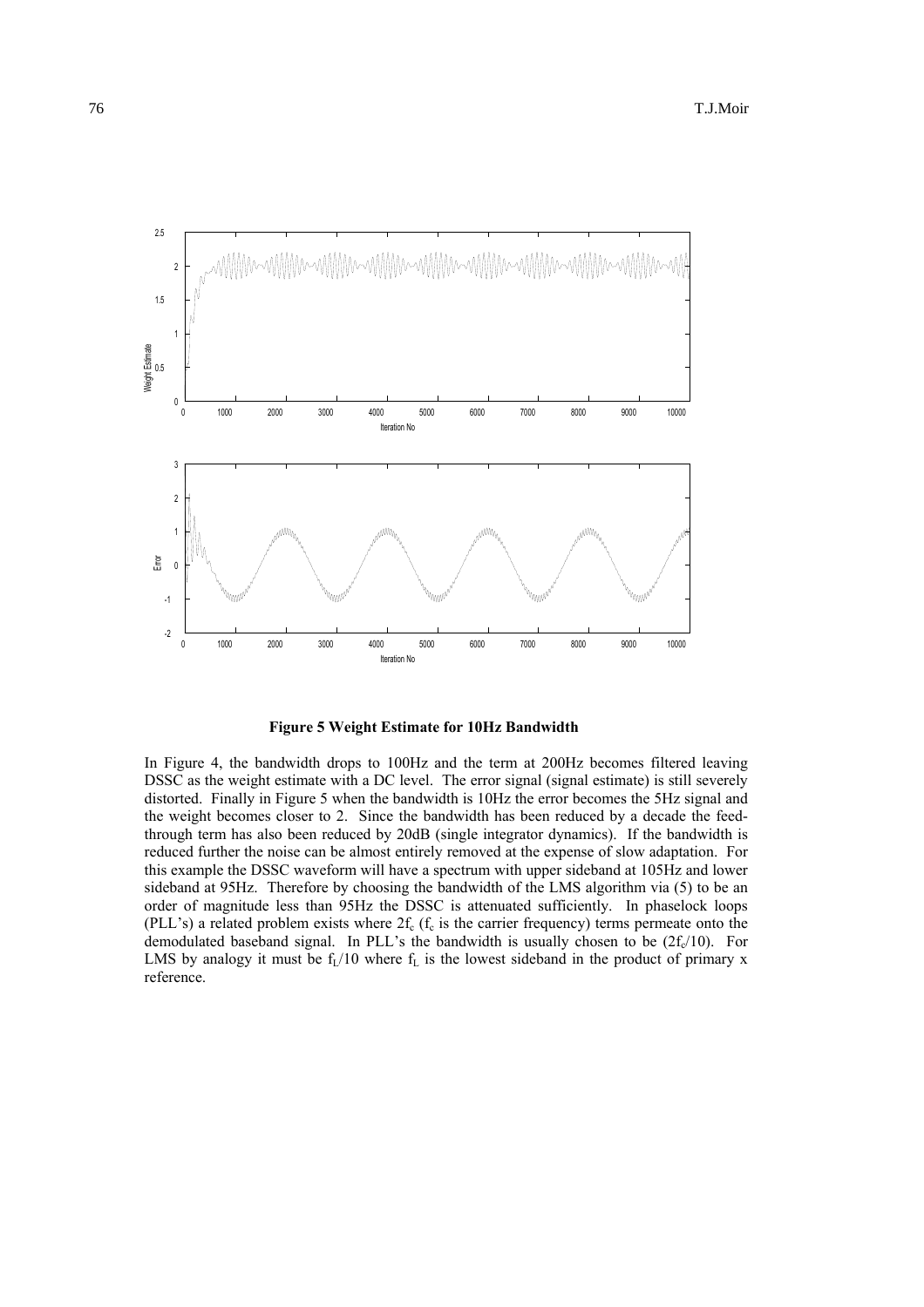**Figure 5 Weight Estimate for 10Hz Bandwidth**

In Figure 4, the bandwidth drops to 100Hz and the term at 200Hz becomes filtered leaving DSSC as the weight estimate with a DC level. The error signal (signal estimate) is still severely distorted. Finally in Figure 5 when the bandwidth is 10Hz the error becomes the 5Hz signal and the weight becomes closer to 2. Since the bandwidth has been reduced by a decade the feed-through term has also been reduced by 20dB (single integrator dynamics). If the bandwidth is reduced further the noise can be almost entirely removed at the expense of slow adaptation. For this example the DSSC waveform will have a spectrum with upper sideband at 105Hz and lower sideband at 95Hz. Therefore by choosing the bandwidth of the LMS algorithm via (5) to be an order of magnitude less than 95Hz the DSSC is attenuated sufficiently. In phaselock loops (PLL's) a related problem exists where $2f_c$ ($f_c$ is the carrier frequency) terms permeate onto the demodulated baseband signal. In PLL's the bandwidth is usually chosen to be $(2f_c/10)$. For LMS by analogy it must be $f_L/10$ where $f_L$ is the lowest sideband in the product of primary x reference.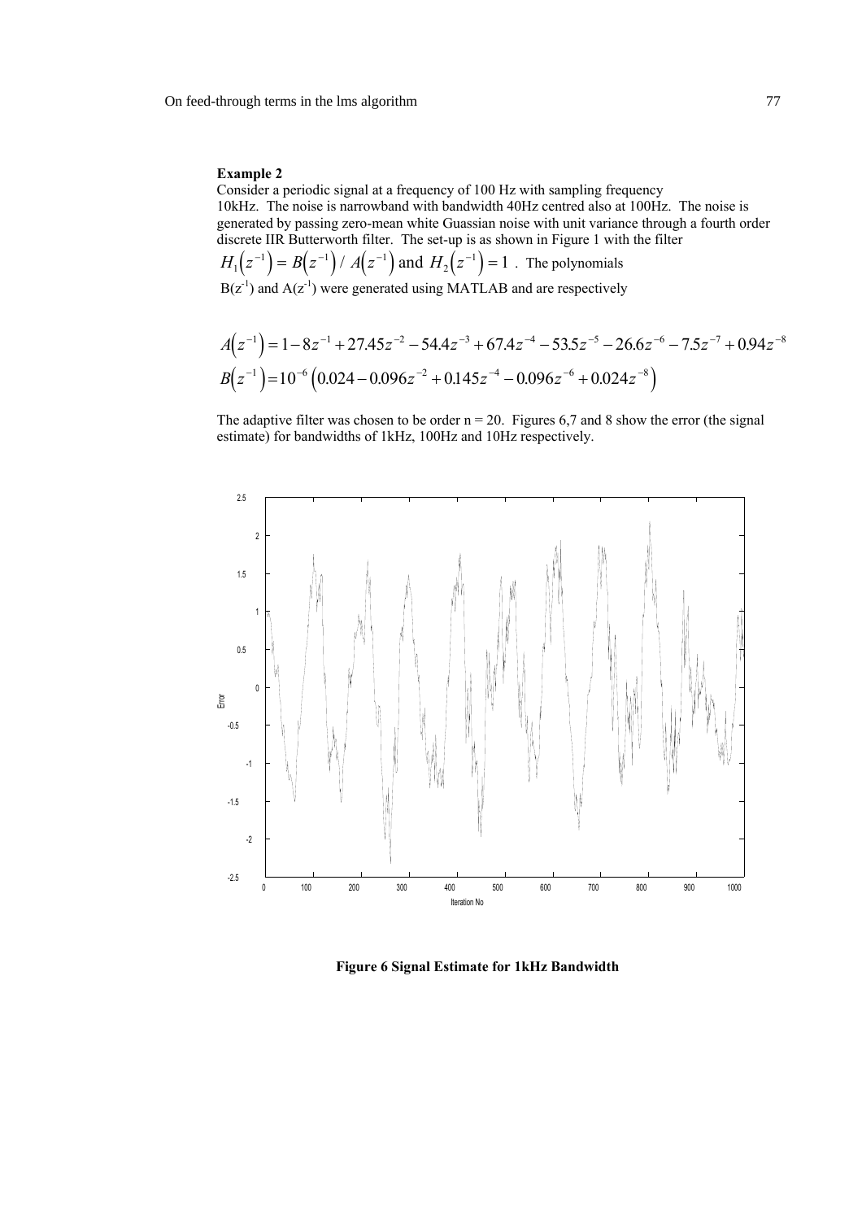**Example 2**

Consider a periodic signal at a frequency of 100 Hz with sampling frequency 10kHz. The noise is narrowband with bandwidth 40Hz centred also at 100Hz. The noise is generated by passing zero-mean white Guassian noise with unit variance through a fourth order discrete IIR Butterworth filter. The set-up is as shown in Figure 1 with the filter $H_1\left(z^{-1}\right) = B\left(z^{-1}\right) / A\left(z^{-1}\right)$ and $H_2\left(z^{-1}\right) = 1$ . The polynomials $B(z^{-1})$ and $A(z^{-1})$ were generated using MATLAB and are respectively

$$A\left(z^{-1}\right) = 1 - 8z^{-1} + 27.45z^{-2} - 54.4z^{-3} + 67.4z^{-4} - 53.5z^{-5} - 26.6z^{-6} - 7.5z^{-7} + 0.94z^{-8}$$

$$B\left(z^{-1}\right) = 10^{-6}\left(0.024 - 0.096z^{-2} + 0.145z^{-4} - 0.096z^{-6} + 0.024z^{-8}\right)$$

The adaptive filter was chosen to be order n = 20. Figures 6,7 and 8 show the error (the signal estimate) for bandwidths of 1kHz, 100Hz and 10Hz respectively.

**Figure 6 Signal Estimate for 1kHz Bandwidth**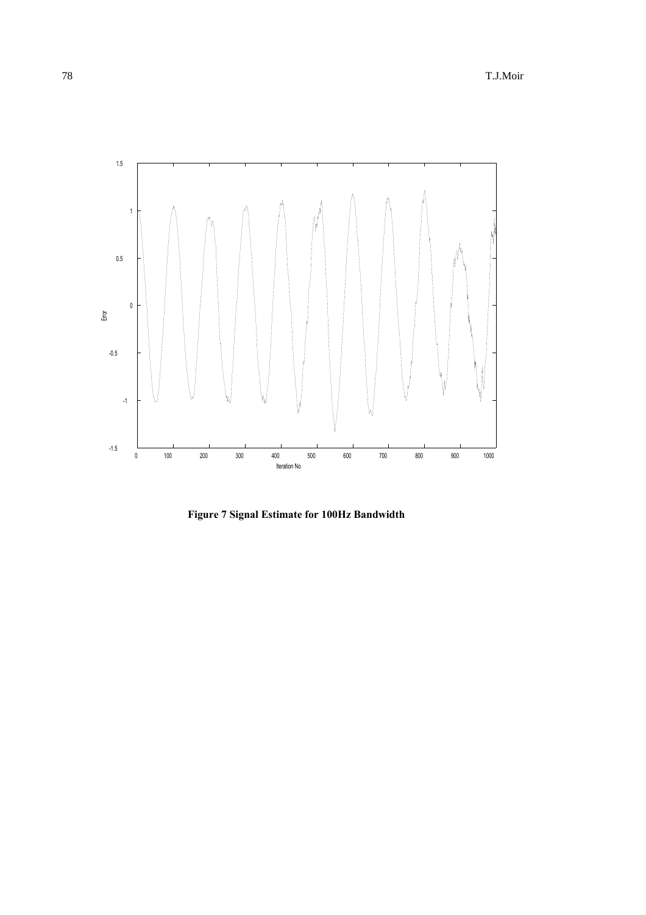**Figure 7 Signal Estimate for 100Hz Bandwidth**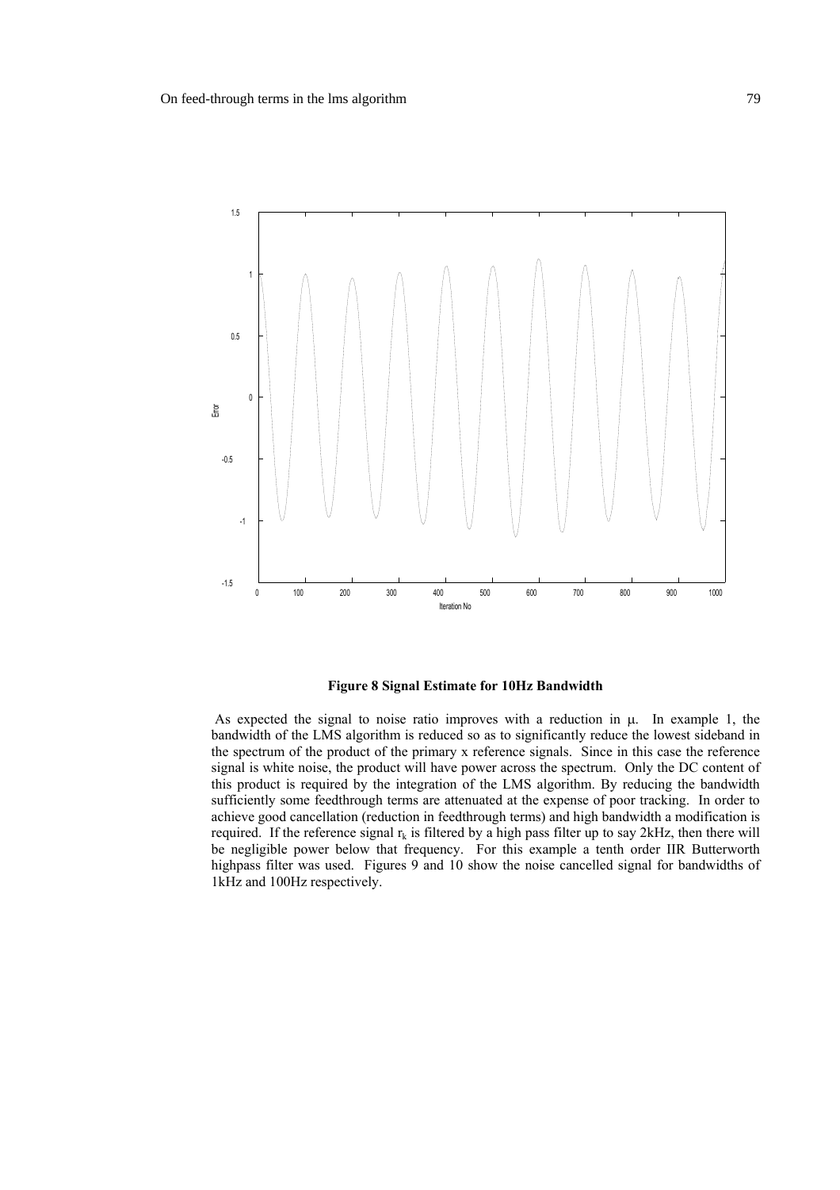**Figure 8 Signal Estimate for 10Hz Bandwidth**

As expected the signal to noise ratio improves with a reduction in $\mu$. In example 1, the bandwidth of the LMS algorithm is reduced so as to significantly reduce the lowest sideband in the spectrum of the product of the primary x reference signals. Since in this case the reference signal is white noise, the product will have power across the spectrum. Only the DC content of this product is required by the integration of the LMS algorithm. By reducing the bandwidth sufficiently some feedthrough terms are attenuated at the expense of poor tracking. In order to achieve good cancellation (reduction in feedthrough terms) and high bandwidth a modification is required. If the reference signal $r_k$ is filtered by a high pass filter up to say 2kHz, then there will be negligible power below that frequency. For this example a tenth order IIR Butterworth highpass filter was used. Figures 9 and 10 show the noise cancelled signal for bandwidths of 1kHz and 100Hz respectively.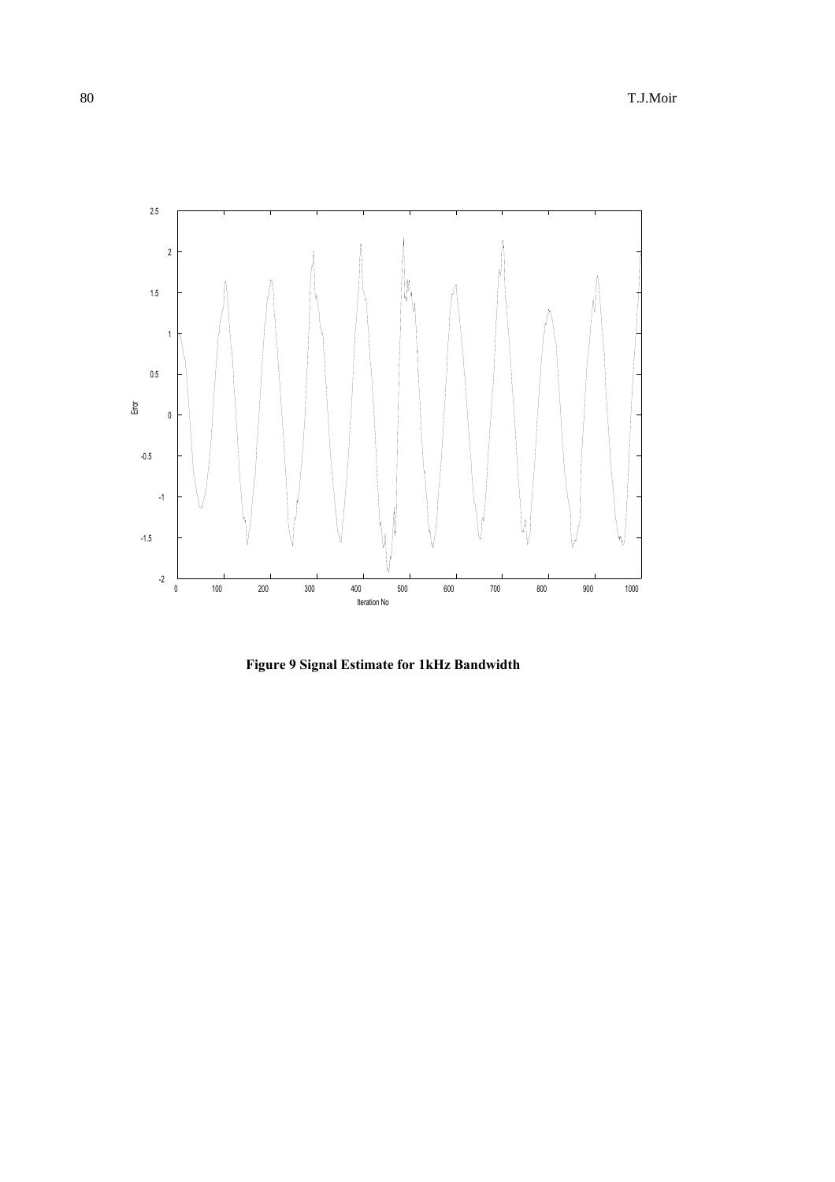**Figure 9 Signal Estimate for 1kHz Bandwidth**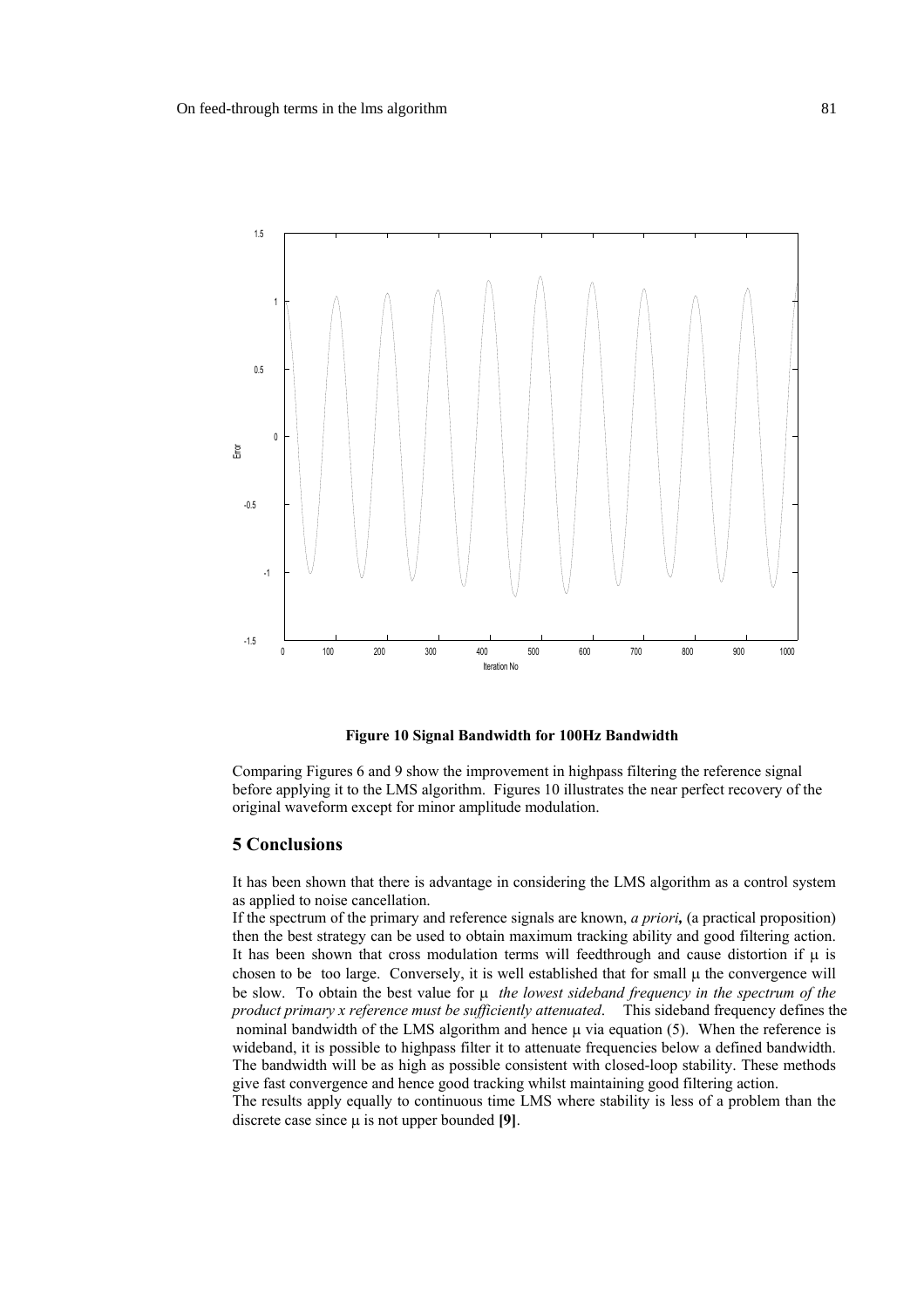**Figure 10 Signal Bandwidth for 100Hz Bandwidth**

Comparing Figures 6 and 9 show the improvement in highpass filtering the reference signal before applying it to the LMS algorithm. Figures 10 illustrates the near perfect recovery of the original waveform except for minor amplitude modulation.

## 5 Conclusions

It has been shown that there is advantage in considering the LMS algorithm as a control system as applied to noise cancellation.

If the spectrum of the primary and reference signals are known, ***a priori***, (a practical proposition) then the best strategy can be used to obtain maximum tracking ability and good filtering action. It has been shown that cross modulation terms will feedthrough and cause distortion if $\mu$ is chosen to be too large. Conversely, it is well established that for small $\mu$ the convergence will be slow. To obtain the best value for $\mu$ *the lowest sideband frequency in the spectrum of the product primary x reference must be sufficiently attenuated*. This sideband frequency defines the nominal bandwidth of the LMS algorithm and hence $\mu$ via equation (5). When the reference is wideband, it is possible to highpass filter it to attenuate frequencies below a defined bandwidth. The bandwidth will be as high as possible consistent with closed-loop stability. These methods give fast convergence and hence good tracking whilst maintaining good filtering action.

The results apply equally to continuous time LMS where stability is less of a problem than the discrete case since $\mu$ is not upper bounded **[9]**.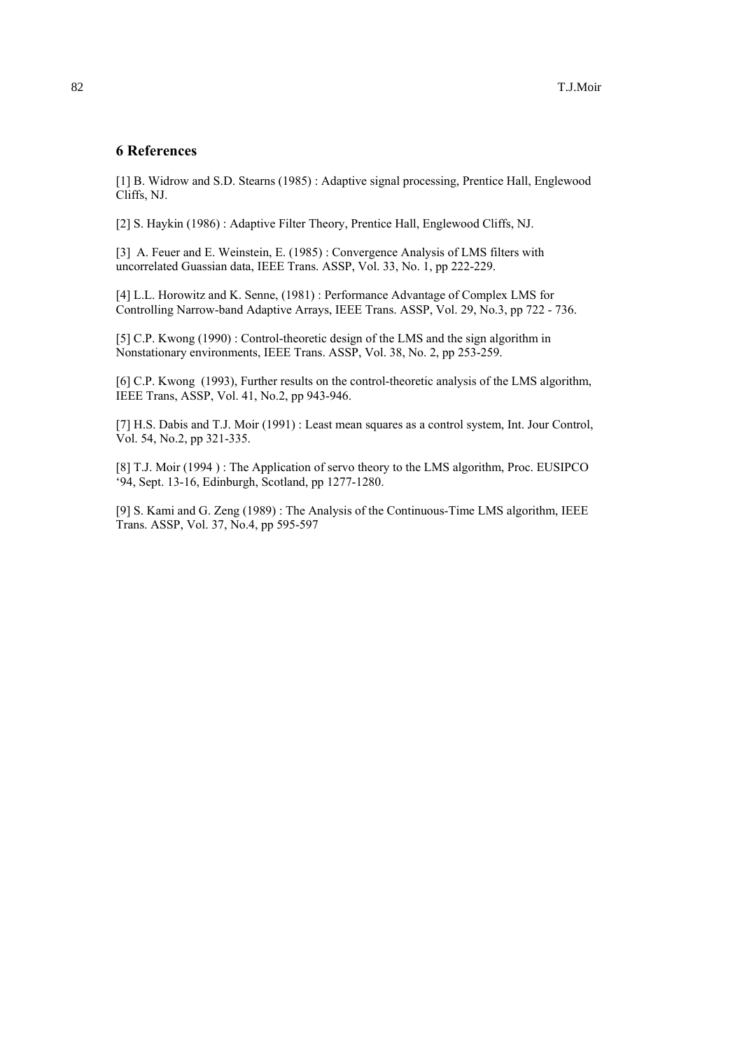## 6 References

[1] B. Widrow and S.D. Stearns (1985) : Adaptive signal processing, Prentice Hall, Englewood Cliffs, NJ.

[2] S. Haykin (1986) : Adaptive Filter Theory, Prentice Hall, Englewood Cliffs, NJ.

[3] A. Feuer and E. Weinstein, E. (1985) : Convergence Analysis of LMS filters with uncorrelated Guassian data, IEEE Trans. ASSP, Vol. 33, No. 1, pp 222-229.

[4] L.L. Horowitz and K. Senne, (1981) : Performance Advantage of Complex LMS for Controlling Narrow-band Adaptive Arrays, IEEE Trans. ASSP, Vol. 29, No.3, pp 722 - 736.

[5] C.P. Kwong (1990) : Control-theoretic design of the LMS and the sign algorithm in Nonstationary environments, IEEE Trans. ASSP, Vol. 38, No. 2, pp 253-259.

[6] C.P. Kwong (1993), Further results on the control-theoretic analysis of the LMS algorithm, IEEE Trans, ASSP, Vol. 41, No.2, pp 943-946.

[7] H.S. Dabis and T.J. Moir (1991) : Least mean squares as a control system, Int. Jour Control, Vol. 54, No.2, pp 321-335.

[8] T.J. Moir (1994 ) : The Application of servo theory to the LMS algorithm, Proc. EUSIPCO '94, Sept. 13-16, Edinburgh, Scotland, pp 1277-1280.

[9] S. Kami and G. Zeng (1989) : The Analysis of the Continuous-Time LMS algorithm, IEEE Trans. ASSP, Vol. 37, No.4, pp 595-597